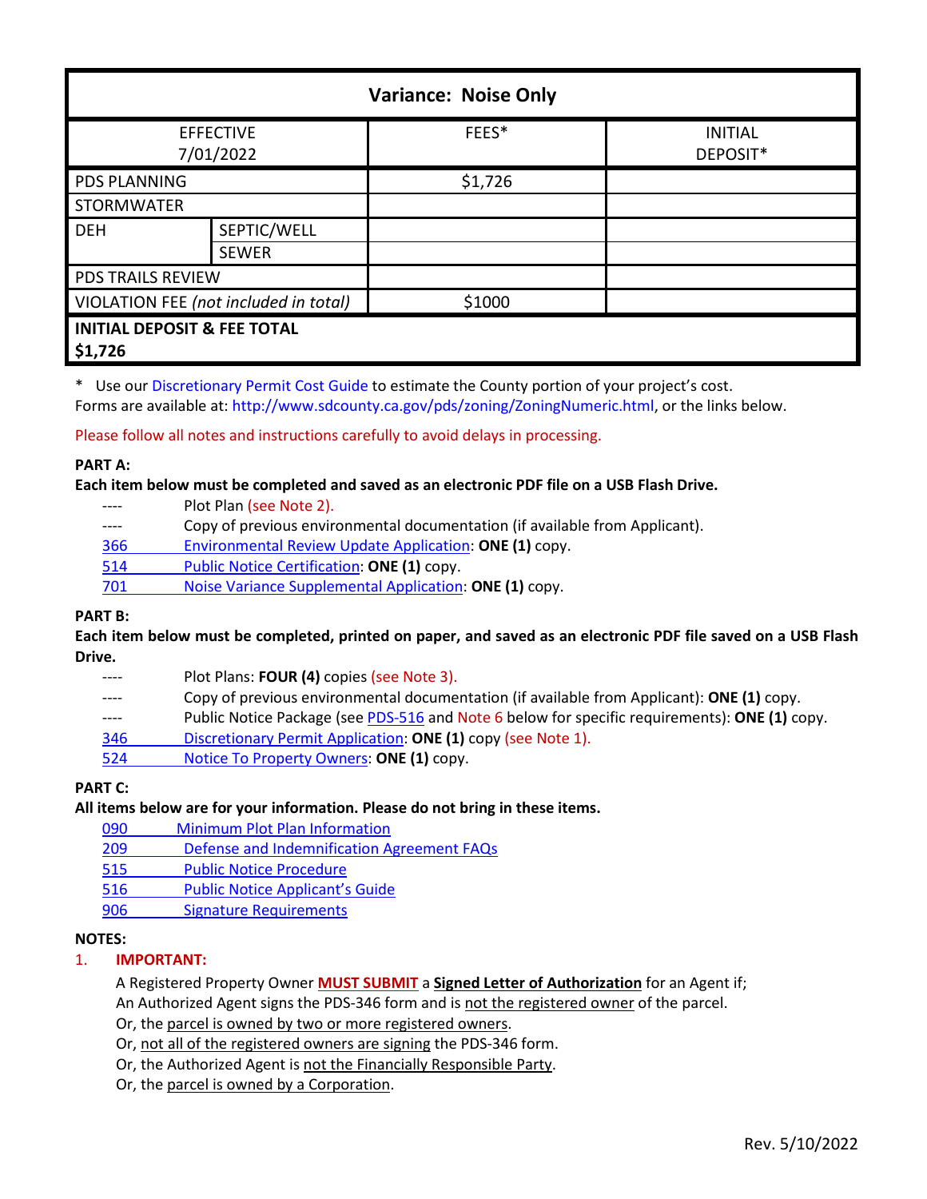| Variance: Noise Only | | | |
|---|---|---|---|
| EFFECTIVE 7/01/2022 | | FEES* | INITIAL DEPOSIT* |
| PDS PLANNING | | $1,726 | |
| STORMWATER | | | |
| DEH | SEPTIC/WELL | | |
| | SEWER | | |
| PDS TRAILS REVIEW | | | |
| VIOLATION FEE *(not included in total)* | | $1000 | |
| **INITIAL DEPOSIT & FEE TOTAL $1,726** | | | |

\* Use our Discretionary Permit Cost Guide to estimate the County portion of your project's cost.
Forms are available at: http://www.sdcounty.ca.gov/pds/zoning/ZoningNumeric.html, or the links below.

Please follow all notes and instructions carefully to avoid delays in processing.

**PART A:**
**Each item below must be completed and saved as an electronic PDF file on a USB Flash Drive.**

- ---- Plot Plan (see Note 2).
- ---- Copy of previous environmental documentation (if available from Applicant).
- 366 Environmental Review Update Application: **ONE (1)** copy.
- 514 Public Notice Certification: **ONE (1)** copy.
- 701 Noise Variance Supplemental Application: **ONE (1)** copy.

**PART B:**
**Each item below must be completed, printed on paper, and saved as an electronic PDF file saved on a USB Flash Drive.**

- ---- Plot Plans: **FOUR (4)** copies (see Note 3).
- ---- Copy of previous environmental documentation (if available from Applicant): **ONE (1)** copy.
- ---- Public Notice Package (see PDS-516 and Note 6 below for specific requirements): **ONE (1)** copy.
- 346 Discretionary Permit Application: **ONE (1)** copy (see Note 1).
- 524 Notice To Property Owners: **ONE (1)** copy.

**PART C:**
**All items below are for your information. Please do not bring in these items.**

- 090 Minimum Plot Plan Information
- 209 Defense and Indemnification Agreement FAQs
- 515 Public Notice Procedure
- 516 Public Notice Applicant's Guide
- 906 Signature Requirements

**NOTES:**

1. **IMPORTANT:**

   A Registered Property Owner **MUST SUBMIT** a **Signed Letter of Authorization** for an Agent if;
   An Authorized Agent signs the PDS-346 form and is not the registered owner of the parcel.
   Or, the parcel is owned by two or more registered owners.
   Or, not all of the registered owners are signing the PDS-346 form.
   Or, the Authorized Agent is not the Financially Responsible Party.
   Or, the parcel is owned by a Corporation.

Rev. 5/10/2022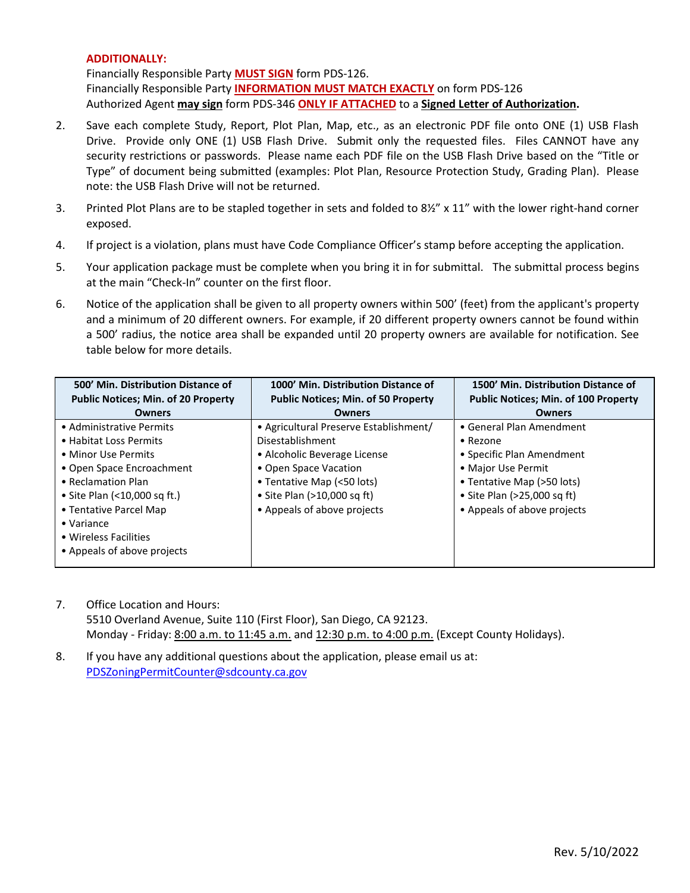**ADDITIONALLY:**
Financially Responsible Party **MUST SIGN** form PDS-126.
Financially Responsible Party **INFORMATION MUST MATCH EXACTLY** on form PDS-126
Authorized Agent **may sign** form PDS-346 **ONLY IF ATTACHED** to a **Signed Letter of Authorization.**

2. Save each complete Study, Report, Plot Plan, Map, etc., as an electronic PDF file onto ONE (1) USB Flash Drive. Provide only ONE (1) USB Flash Drive. Submit only the requested files. Files CANNOT have any security restrictions or passwords. Please name each PDF file on the USB Flash Drive based on the "Title or Type" of document being submitted (examples: Plot Plan, Resource Protection Study, Grading Plan). Please note: the USB Flash Drive will not be returned.

3. Printed Plot Plans are to be stapled together in sets and folded to 8½" x 11" with the lower right-hand corner exposed.

4. If project is a violation, plans must have Code Compliance Officer's stamp before accepting the application.

5. Your application package must be complete when you bring it in for submittal. The submittal process begins at the main "Check-In" counter on the first floor.

6. Notice of the application shall be given to all property owners within 500' (feet) from the applicant's property and a minimum of 20 different owners. For example, if 20 different property owners cannot be found within a 500' radius, the notice area shall be expanded until 20 property owners are available for notification. See table below for more details.

| 500' Min. Distribution Distance of Public Notices; Min. of 20 Property Owners | 1000' Min. Distribution Distance of Public Notices; Min. of 50 Property Owners | 1500' Min. Distribution Distance of Public Notices; Min. of 100 Property Owners |
|---|---|---|
| • Administrative Permits<br>• Habitat Loss Permits<br>• Minor Use Permits<br>• Open Space Encroachment<br>• Reclamation Plan<br>• Site Plan (<10,000 sq ft.)<br>• Tentative Parcel Map<br>• Variance<br>• Wireless Facilities<br>• Appeals of above projects | • Agricultural Preserve Establishment/ Disestablishment<br>• Alcoholic Beverage License<br>• Open Space Vacation<br>• Tentative Map (<50 lots)<br>• Site Plan (>10,000 sq ft)<br>• Appeals of above projects | • General Plan Amendment<br>• Rezone<br>• Specific Plan Amendment<br>• Major Use Permit<br>• Tentative Map (>50 lots)<br>• Site Plan (>25,000 sq ft)<br>• Appeals of above projects |

7. Office Location and Hours:
   5510 Overland Avenue, Suite 110 (First Floor), San Diego, CA 92123.
   Monday - Friday: 8:00 a.m. to 11:45 a.m. and 12:30 p.m. to 4:00 p.m. (Except County Holidays).

8. If you have any additional questions about the application, please email us at:
   PDSZoningPermitCounter@sdcounty.ca.gov

Rev. 5/10/2022